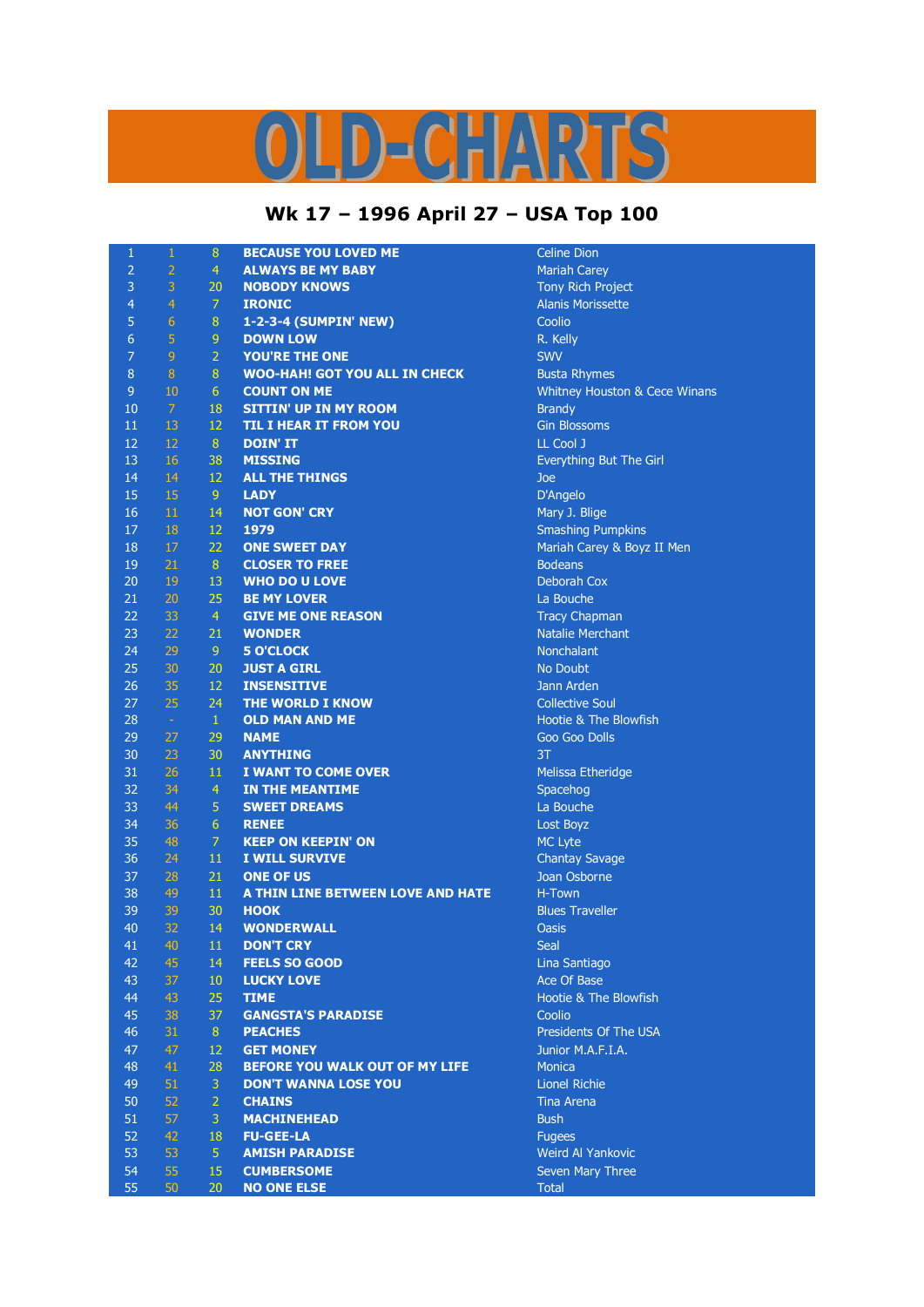# OLD-CHARTS

## Wk 17 – 1996 April 27 – USA Top 100

| | | | | |
|---|---|---|---|---|
| 1 | 1 | 8 | **BECAUSE YOU LOVED ME** | Celine Dion |
| 2 | 2 | 4 | **ALWAYS BE MY BABY** | Mariah Carey |
| 3 | 3 | 20 | **NOBODY KNOWS** | Tony Rich Project |
| 4 | 4 | 7 | **IRONIC** | Alanis Morissette |
| 5 | 6 | 8 | **1-2-3-4 (SUMPIN' NEW)** | Coolio |
| 6 | 5 | 9 | **DOWN LOW** | R. Kelly |
| 7 | 9 | 2 | **YOU'RE THE ONE** | SWV |
| 8 | 8 | 8 | **WOO-HAH! GOT YOU ALL IN CHECK** | Busta Rhymes |
| 9 | 10 | 6 | **COUNT ON ME** | Whitney Houston & Cece Winans |
| 10 | 7 | 18 | **SITTIN' UP IN MY ROOM** | Brandy |
| 11 | 13 | 12 | **TIL I HEAR IT FROM YOU** | Gin Blossoms |
| 12 | 12 | 8 | **DOIN' IT** | LL Cool J |
| 13 | 16 | 38 | **MISSING** | Everything But The Girl |
| 14 | 14 | 12 | **ALL THE THINGS** | Joe |
| 15 | 15 | 9 | **LADY** | D'Angelo |
| 16 | 11 | 14 | **NOT GON' CRY** | Mary J. Blige |
| 17 | 18 | 12 | **1979** | Smashing Pumpkins |
| 18 | 17 | 22 | **ONE SWEET DAY** | Mariah Carey & Boyz II Men |
| 19 | 21 | 8 | **CLOSER TO FREE** | Bodeans |
| 20 | 19 | 13 | **WHO DO U LOVE** | Deborah Cox |
| 21 | 20 | 25 | **BE MY LOVER** | La Bouche |
| 22 | 33 | 4 | **GIVE ME ONE REASON** | Tracy Chapman |
| 23 | 22 | 21 | **WONDER** | Natalie Merchant |
| 24 | 29 | 9 | **5 O'CLOCK** | Nonchalant |
| 25 | 30 | 20 | **JUST A GIRL** | No Doubt |
| 26 | 35 | 12 | **INSENSITIVE** | Jann Arden |
| 27 | 25 | 24 | **THE WORLD I KNOW** | Collective Soul |
| 28 | - | 1 | **OLD MAN AND ME** | Hootie & The Blowfish |
| 29 | 27 | 29 | **NAME** | Goo Goo Dolls |
| 30 | 23 | 30 | **ANYTHING** | 3T |
| 31 | 26 | 11 | **I WANT TO COME OVER** | Melissa Etheridge |
| 32 | 34 | 4 | **IN THE MEANTIME** | Spacehog |
| 33 | 44 | 5 | **SWEET DREAMS** | La Bouche |
| 34 | 36 | 6 | **RENEE** | Lost Boyz |
| 35 | 48 | 7 | **KEEP ON KEEPIN' ON** | MC Lyte |
| 36 | 24 | 11 | **I WILL SURVIVE** | Chantay Savage |
| 37 | 28 | 21 | **ONE OF US** | Joan Osborne |
| 38 | 49 | 11 | **A THIN LINE BETWEEN LOVE AND HATE** | H-Town |
| 39 | 39 | 30 | **HOOK** | Blues Traveller |
| 40 | 32 | 14 | **WONDERWALL** | Oasis |
| 41 | 40 | 11 | **DON'T CRY** | Seal |
| 42 | 45 | 14 | **FEELS SO GOOD** | Lina Santiago |
| 43 | 37 | 10 | **LUCKY LOVE** | Ace Of Base |
| 44 | 43 | 25 | **TIME** | Hootie & The Blowfish |
| 45 | 38 | 37 | **GANGSTA'S PARADISE** | Coolio |
| 46 | 31 | 8 | **PEACHES** | Presidents Of The USA |
| 47 | 47 | 12 | **GET MONEY** | Junior M.A.F.I.A. |
| 48 | 41 | 28 | **BEFORE YOU WALK OUT OF MY LIFE** | Monica |
| 49 | 51 | 3 | **DON'T WANNA LOSE YOU** | Lionel Richie |
| 50 | 52 | 2 | **CHAINS** | Tina Arena |
| 51 | 57 | 3 | **MACHINEHEAD** | Bush |
| 52 | 42 | 18 | **FU-GEE-LA** | Fugees |
| 53 | 53 | 5 | **AMISH PARADISE** | Weird Al Yankovic |
| 54 | 55 | 15 | **CUMBERSOME** | Seven Mary Three |
| 55 | 50 | 20 | **NO ONE ELSE** | Total |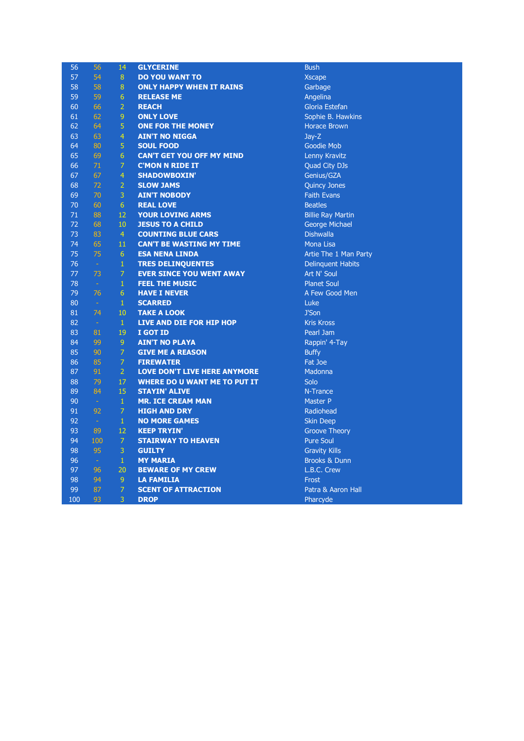| | | | | |
|---|---|---|---|---|
| 56 | 56 | 14 | **GLYCERINE** | Bush |
| 57 | 54 | 8 | **DO YOU WANT TO** | Xscape |
| 58 | 58 | 8 | **ONLY HAPPY WHEN IT RAINS** | Garbage |
| 59 | 59 | 6 | **RELEASE ME** | Angelina |
| 60 | 66 | 2 | **REACH** | Gloria Estefan |
| 61 | 62 | 9 | **ONLY LOVE** | Sophie B. Hawkins |
| 62 | 64 | 5 | **ONE FOR THE MONEY** | Horace Brown |
| 63 | 63 | 4 | **AIN'T NO NIGGA** | Jay-Z |
| 64 | 80 | 5 | **SOUL FOOD** | Goodie Mob |
| 65 | 69 | 6 | **CAN'T GET YOU OFF MY MIND** | Lenny Kravitz |
| 66 | 71 | 7 | **C'MON N RIDE IT** | Quad City DJs |
| 67 | 67 | 4 | **SHADOWBOXIN'** | Genius/GZA |
| 68 | 72 | 2 | **SLOW JAMS** | Quincy Jones |
| 69 | 70 | 3 | **AIN'T NOBODY** | Faith Evans |
| 70 | 60 | 6 | **REAL LOVE** | Beatles |
| 71 | 88 | 12 | **YOUR LOVING ARMS** | Billie Ray Martin |
| 72 | 68 | 10 | **JESUS TO A CHILD** | George Michael |
| 73 | 83 | 4 | **COUNTING BLUE CARS** | Dishwalla |
| 74 | 65 | 11 | **CAN'T BE WASTING MY TIME** | Mona Lisa |
| 75 | 75 | 6 | **ESA NENA LINDA** | Artie The 1 Man Party |
| 76 | - | 1 | **TRES DELINQUENTES** | Delinquent Habits |
| 77 | 73 | 7 | **EVER SINCE YOU WENT AWAY** | Art N' Soul |
| 78 | - | 1 | **FEEL THE MUSIC** | Planet Soul |
| 79 | 76 | 6 | **HAVE I NEVER** | A Few Good Men |
| 80 | - | 1 | **SCARRED** | Luke |
| 81 | 74 | 10 | **TAKE A LOOK** | J'Son |
| 82 | - | 1 | **LIVE AND DIE FOR HIP HOP** | Kris Kross |
| 83 | 81 | 19 | **I GOT ID** | Pearl Jam |
| 84 | 99 | 9 | **AIN'T NO PLAYA** | Rappin' 4-Tay |
| 85 | 90 | 7 | **GIVE ME A REASON** | Buffy |
| 86 | 85 | 7 | **FIREWATER** | Fat Joe |
| 87 | 91 | 2 | **LOVE DON'T LIVE HERE ANYMORE** | Madonna |
| 88 | 79 | 17 | **WHERE DO U WANT ME TO PUT IT** | Solo |
| 89 | 84 | 15 | **STAYIN' ALIVE** | N-Trance |
| 90 | - | 1 | **MR. ICE CREAM MAN** | Master P |
| 91 | 92 | 7 | **HIGH AND DRY** | Radiohead |
| 92 | - | 1 | **NO MORE GAMES** | Skin Deep |
| 93 | 89 | 12 | **KEEP TRYIN'** | Groove Theory |
| 94 | 100 | 7 | **STAIRWAY TO HEAVEN** | Pure Soul |
| 98 | 95 | 3 | **GUILTY** | Gravity Kills |
| 96 | - | 1 | **MY MARIA** | Brooks & Dunn |
| 97 | 96 | 20 | **BEWARE OF MY CREW** | L.B.C. Crew |
| 98 | 94 | 9 | **LA FAMILIA** | Frost |
| 99 | 87 | 7 | **SCENT OF ATTRACTION** | Patra & Aaron Hall |
| 100 | 93 | 3 | **DROP** | Pharcyde |